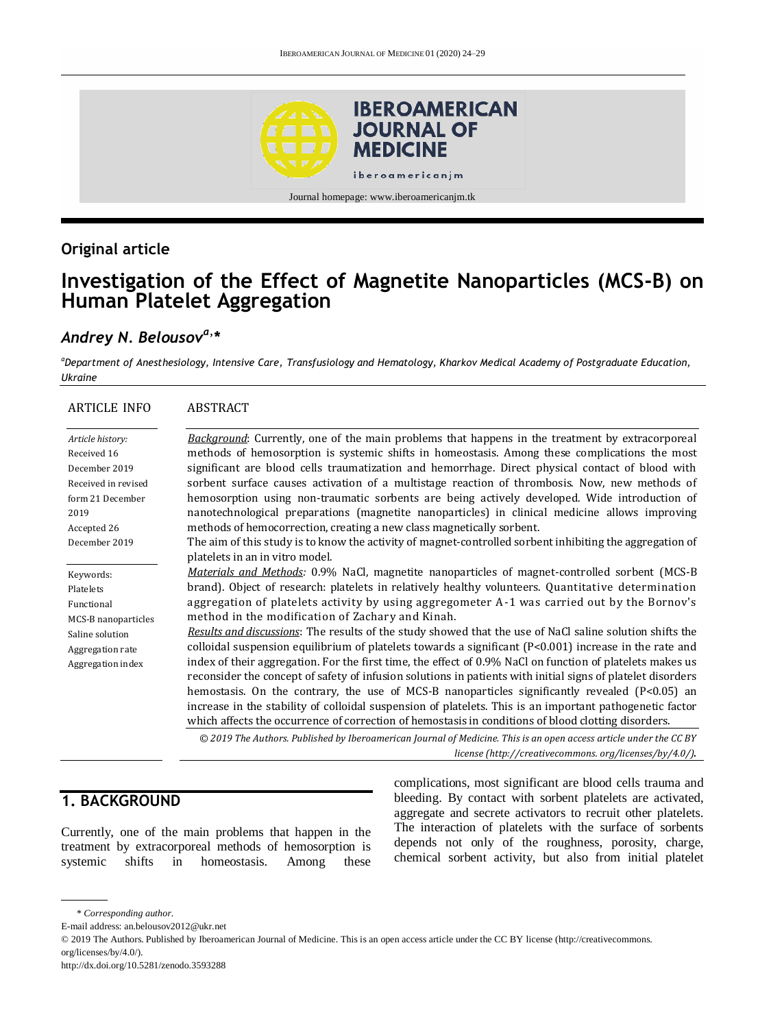Journal homepage: www.iberoamericanjm.tk

## Original article

# Investigation of the Effect of Magnetite Nanoparticles (MCS-B) on Human Platelet Aggregation

***Andrey N. Belousov[a],\****

[a]*Department of Anesthesiology, Intensive Care, Transfusiology and Hematology, Kharkov Medical Academy of Postgraduate Education, Ukraine*

**ARTICLE INFO**

*Article history:*
Received 16 December 2019
Received in revised form 21 December 2019
Accepted 26 December 2019

Keywords:
Platelets
Functional
MCS-B nanoparticles
Saline solution
Aggregation rate
Aggregation index

**ABSTRACT**

Background: Currently, one of the main problems that happens in the treatment by extracorporeal methods of hemosorption is systemic shifts in homeostasis. Among these complications the most significant are blood cells traumatization and hemorrhage. Direct physical contact of blood with sorbent surface causes activation of a multistage reaction of thrombosis. Now, new methods of hemosorption using non-traumatic sorbents are being actively developed. Wide introduction of nanotechnological preparations (magnetite nanoparticles) in clinical medicine allows improving methods of hemocorrection, creating a new class magnetically sorbent.

The aim of this study is to know the activity of magnet-controlled sorbent inhibiting the aggregation of platelets in an in vitro model.

Materials and Methods: 0.9% NaCl, magnetite nanoparticles of magnet-controlled sorbent (MCS-B brand). Object of research: platelets in relatively healthy volunteers. Quantitative determination aggregation of platelets activity by using aggregometer A-1 was carried out by the Bornov's method in the modification of Zachary and Kinah.

Results and discussions: The results of the study showed that the use of NaCl saline solution shifts the colloidal suspension equilibrium of platelets towards a significant ($P<0.001$) increase in the rate and index of their aggregation. For the first time, the effect of 0.9% NaCl on function of platelets makes us reconsider the concept of safety of infusion solutions in patients with initial signs of platelet disorders hemostasis. On the contrary, the use of MCS-B nanoparticles significantly revealed ($P<0.05$) an increase in the stability of colloidal suspension of platelets. This is an important pathogenetic factor which affects the occurrence of correction of hemostasis in conditions of blood clotting disorders.

*© 2019 The Authors. Published by Iberoamerican Journal of Medicine. This is an open access article under the CC BY license (http://creativecommons. org/licenses/by/4.0/).*

## 1. BACKGROUND

Currently, one of the main problems that happen in the treatment by extracorporeal methods of hemosorption is systemic shifts in homeostasis. Among these complications, most significant are blood cells trauma and bleeding. By contact with sorbent platelets are activated, aggregate and secrete activators to recruit other platelets. The interaction of platelets with the surface of sorbents depends not only of the roughness, porosity, charge, chemical sorbent activity, but also from initial platelet

\* *Corresponding author.*
E-mail address: an.belousov2012@ukr.net
© 2019 The Authors. Published by Iberoamerican Journal of Medicine. This is an open access article under the CC BY license (http://creativecommons. org/licenses/by/4.0/).
http://dx.doi.org/10.5281/zenodo.3593288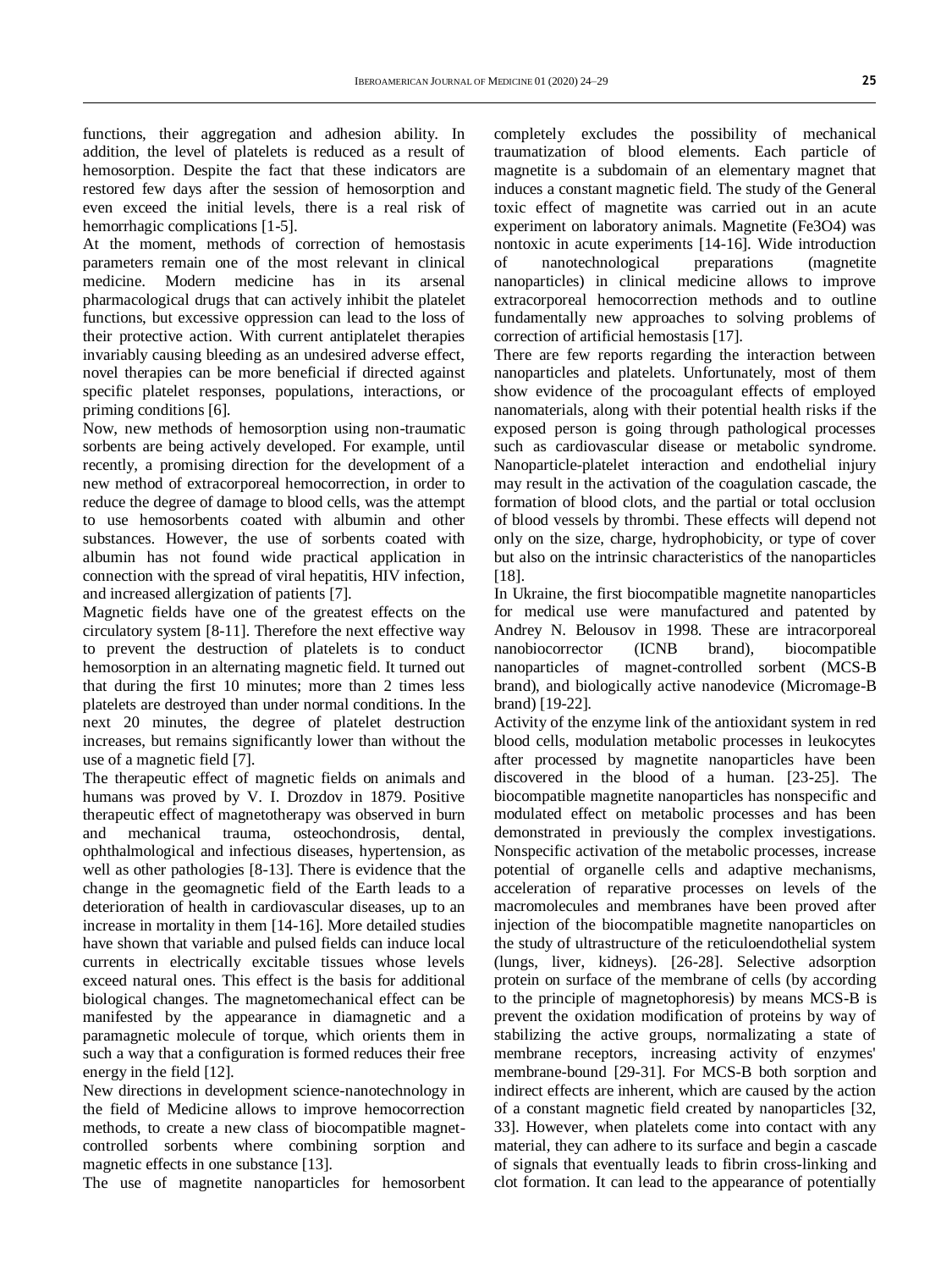functions, their aggregation and adhesion ability. In addition, the level of platelets is reduced as a result of hemosorption. Despite the fact that these indicators are restored few days after the session of hemosorption and even exceed the initial levels, there is a real risk of hemorrhagic complications [1-5].

At the moment, methods of correction of hemostasis parameters remain one of the most relevant in clinical medicine. Modern medicine has in its arsenal pharmacological drugs that can actively inhibit the platelet functions, but excessive oppression can lead to the loss of their protective action. With current antiplatelet therapies invariably causing bleeding as an undesired adverse effect, novel therapies can be more beneficial if directed against specific platelet responses, populations, interactions, or priming conditions [6].

Now, new methods of hemosorption using non-traumatic sorbents are being actively developed. For example, until recently, a promising direction for the development of a new method of extracorporeal hemocorrection, in order to reduce the degree of damage to blood cells, was the attempt to use hemosorbents coated with albumin and other substances. However, the use of sorbents coated with albumin has not found wide practical application in connection with the spread of viral hepatitis, HIV infection, and increased allergization of patients [7].

Magnetic fields have one of the greatest effects on the circulatory system [8-11]. Therefore the next effective way to prevent the destruction of platelets is to conduct hemosorption in an alternating magnetic field. It turned out that during the first 10 minutes; more than 2 times less platelets are destroyed than under normal conditions. In the next 20 minutes, the degree of platelet destruction increases, but remains significantly lower than without the use of a magnetic field [7].

The therapeutic effect of magnetic fields on animals and humans was proved by V. I. Drozdov in 1879. Positive therapeutic effect of magnetotherapy was observed in burn and mechanical trauma, osteochondrosis, dental, ophthalmological and infectious diseases, hypertension, as well as other pathologies [8-13]. There is evidence that the change in the geomagnetic field of the Earth leads to a deterioration of health in cardiovascular diseases, up to an increase in mortality in them [14-16]. More detailed studies have shown that variable and pulsed fields can induce local currents in electrically excitable tissues whose levels exceed natural ones. This effect is the basis for additional biological changes. The magnetomechanical effect can be manifested by the appearance in diamagnetic and a paramagnetic molecule of torque, which orients them in such a way that a configuration is formed reduces their free energy in the field [12].

New directions in development science-nanotechnology in the field of Medicine allows to improve hemocorrection methods, to create a new class of biocompatible magnet-controlled sorbents where combining sorption and magnetic effects in one substance [13].

The use of magnetite nanoparticles for hemosorbent completely excludes the possibility of mechanical traumatization of blood elements. Each particle of magnetite is a subdomain of an elementary magnet that induces a constant magnetic field. The study of the General toxic effect of magnetite was carried out in an acute experiment on laboratory animals. Magnetite ($Fe_3O_4$) was nontoxic in acute experiments [14-16]. Wide introduction of nanotechnological preparations (magnetite nanoparticles) in clinical medicine allows to improve extracorporeal hemocorrection methods and to outline fundamentally new approaches to solving problems of correction of artificial hemostasis [17].

There are few reports regarding the interaction between nanoparticles and platelets. Unfortunately, most of them show evidence of the procoagulant effects of employed nanomaterials, along with their potential health risks if the exposed person is going through pathological processes such as cardiovascular disease or metabolic syndrome. Nanoparticle-platelet interaction and endothelial injury may result in the activation of the coagulation cascade, the formation of blood clots, and the partial or total occlusion of blood vessels by thrombi. These effects will depend not only on the size, charge, hydrophobicity, or type of cover but also on the intrinsic characteristics of the nanoparticles [18].

In Ukraine, the first biocompatible magnetite nanoparticles for medical use were manufactured and patented by Andrey N. Belousov in 1998. These are intracorporeal nanobiocorrector (ICNB brand), biocompatible nanoparticles of magnet-controlled sorbent (MCS-B brand), and biologically active nanodevice (Micromage-B brand) [19-22].

Activity of the enzyme link of the antioxidant system in red blood cells, modulation metabolic processes in leukocytes after processed by magnetite nanoparticles have been discovered in the blood of a human. [23-25]. The biocompatible magnetite nanoparticles has nonspecific and modulated effect on metabolic processes and has been demonstrated in previously the complex investigations. Nonspecific activation of the metabolic processes, increase potential of organelle cells and adaptive mechanisms, acceleration of reparative processes on levels of the macromolecules and membranes have been proved after injection of the biocompatible magnetite nanoparticles on the study of ultrastructure of the reticuloendothelial system (lungs, liver, kidneys). [26-28]. Selective adsorption protein on surface of the membrane of cells (by according to the principle of magnetophoresis) by means MCS-B is prevent the oxidation modification of proteins by way of stabilizing the active groups, normalizating a state of membrane receptors, increasing activity of enzymes' membrane-bound [29-31]. For MCS-B both sorption and indirect effects are inherent, which are caused by the action of a constant magnetic field created by nanoparticles [32, 33]. However, when platelets come into contact with any material, they can adhere to its surface and begin a cascade of signals that eventually leads to fibrin cross-linking and clot formation. It can lead to the appearance of potentially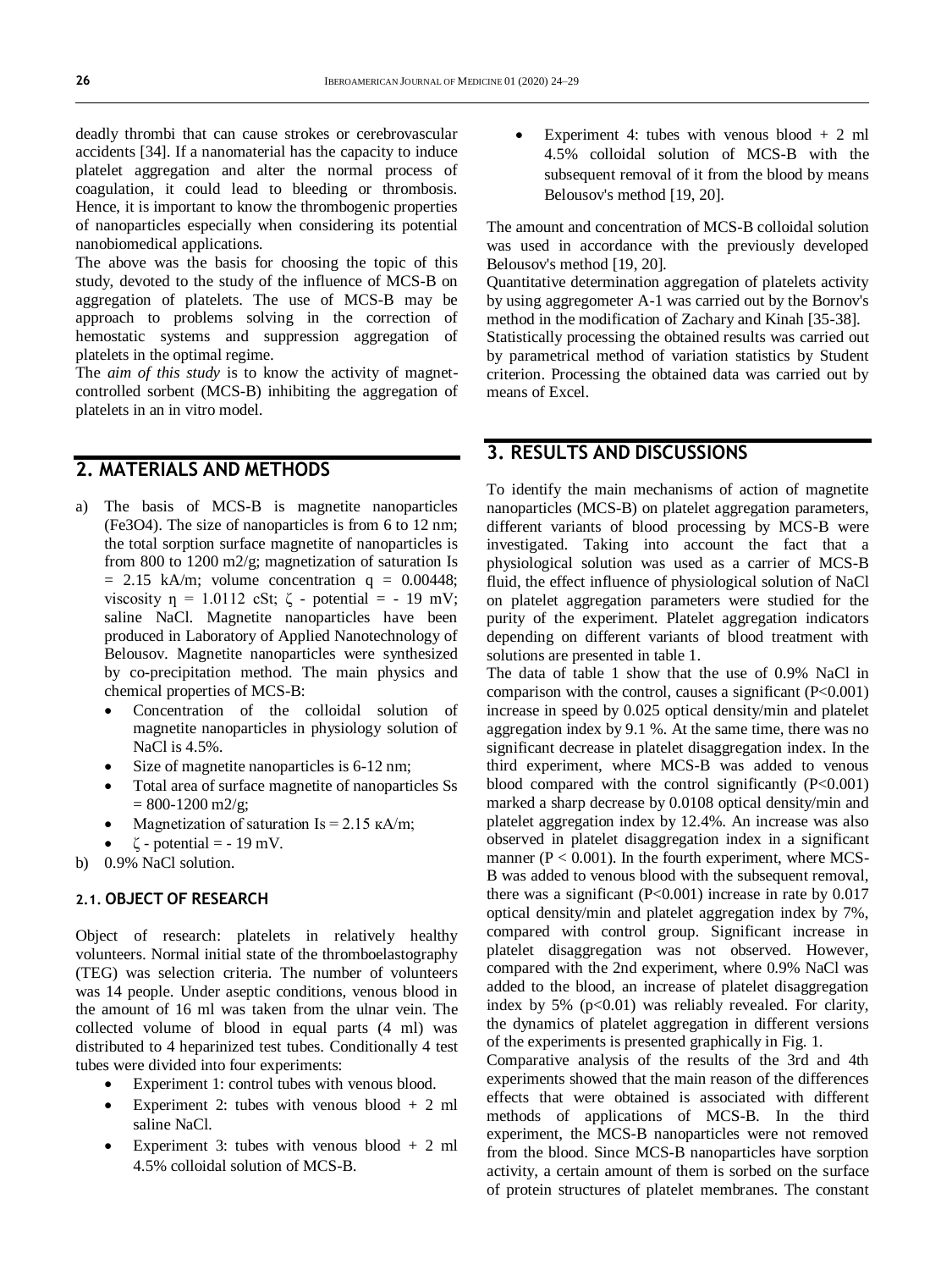deadly thrombi that can cause strokes or cerebrovascular accidents [34]. If a nanomaterial has the capacity to induce platelet aggregation and alter the normal process of coagulation, it could lead to bleeding or thrombosis. Hence, it is important to know the thrombogenic properties of nanoparticles especially when considering its potential nanobiomedical applications.

The above was the basis for choosing the topic of this study, devoted to the study of the influence of MCS-B on aggregation of platelets. The use of MCS-B may be approach to problems solving in the correction of hemostatic systems and suppression aggregation of platelets in the optimal regime.

The *aim of this study* is to know the activity of magnet-controlled sorbent (MCS-B) inhibiting the aggregation of platelets in an in vitro model.

## 2. MATERIALS AND METHODS

a) The basis of MCS-B is magnetite nanoparticles ($Fe_3O_4$). The size of nanoparticles is from 6 to 12 nm; the total sorption surface magnetite of nanoparticles is from 800 to 1200 $m^2/g$; magnetization of saturation Is = 2.15 kA/m; volume concentration q = 0.00448; viscosity η = 1.0112 cSt; ζ - potential = - 19 mV; saline NaCl. Magnetite nanoparticles have been produced in Laboratory of Applied Nanotechnology of Belousov. Magnetite nanoparticles were synthesized by co-precipitation method. The main physics and chemical properties of MCS-B:
   - Concentration of the colloidal solution of magnetite nanoparticles in physiology solution of NaCl is 4.5%.
   - Size of magnetite nanoparticles is 6-12 nm;
   - Total area of surface magnetite of nanoparticles Ss = 800-1200 $m^2/g$;
   - Magnetization of saturation Is = 2.15 кA/m;
   - ζ - potential = - 19 mV.

b) 0.9% NaCl solution.

### 2.1. OBJECT OF RESEARCH

Object of research: platelets in relatively healthy volunteers. Normal initial state of the thromboelastography (TEG) was selection criteria. The number of volunteers was 14 people. Under aseptic conditions, venous blood in the amount of 16 ml was taken from the ulnar vein. The collected volume of blood in equal parts (4 ml) was distributed to 4 heparinized test tubes. Conditionally 4 test tubes were divided into four experiments:

- Experiment 1: control tubes with venous blood.
- Experiment 2: tubes with venous blood + 2 ml saline NaCl.
- Experiment 3: tubes with venous blood + 2 ml 4.5% colloidal solution of MCS-B.
- Experiment 4: tubes with venous blood + 2 ml 4.5% colloidal solution of MCS-B with the subsequent removal of it from the blood by means Belousov's method [19, 20].

The amount and concentration of MCS-B colloidal solution was used in accordance with the previously developed Belousov's method [19, 20].

Quantitative determination aggregation of platelets activity by using aggregometer A-1 was carried out by the Bornov's method in the modification of Zachary and Kinah [35-38].

Statistically processing the obtained results was carried out by parametrical method of variation statistics by Student criterion. Processing the obtained data was carried out by means of Excel.

## 3. RESULTS AND DISCUSSIONS

To identify the main mechanisms of action of magnetite nanoparticles (MCS-B) on platelet aggregation parameters, different variants of blood processing by MCS-B were investigated. Taking into account the fact that a physiological solution was used as a carrier of MCS-B fluid, the effect influence of physiological solution of NaCl on platelet aggregation parameters were studied for the purity of the experiment. Platelet aggregation indicators depending on different variants of blood treatment with solutions are presented in table 1.

The data of table 1 show that the use of 0.9% NaCl in comparison with the control, causes a significant ($P<0.001$) increase in speed by 0.025 optical density/min and platelet aggregation index by 9.1 %. At the same time, there was no significant decrease in platelet disaggregation index. In the third experiment, where MCS-B was added to venous blood compared with the control significantly ($P<0.001$) marked a sharp decrease by 0.0108 optical density/min and platelet aggregation index by 12.4%. An increase was also observed in platelet disaggregation index in a significant manner ($P < 0.001$). In the fourth experiment, where MCS-B was added to venous blood with the subsequent removal, there was a significant ($P<0.001$) increase in rate by 0.017 optical density/min and platelet aggregation index by 7%, compared with control group. Significant increase in platelet disaggregation was not observed. However, compared with the 2nd experiment, where 0.9% NaCl was added to the blood, an increase of platelet disaggregation index by 5% ($p<0.01$) was reliably revealed. For clarity, the dynamics of platelet aggregation in different versions of the experiments is presented graphically in Fig. 1.

Comparative analysis of the results of the 3rd and 4th experiments showed that the main reason of the differences effects that were obtained is associated with different methods of applications of MCS-B. In the third experiment, the MCS-B nanoparticles were not removed from the blood. Since MCS-B nanoparticles have sorption activity, a certain amount of them is sorbed on the surface of protein structures of platelet membranes. The constant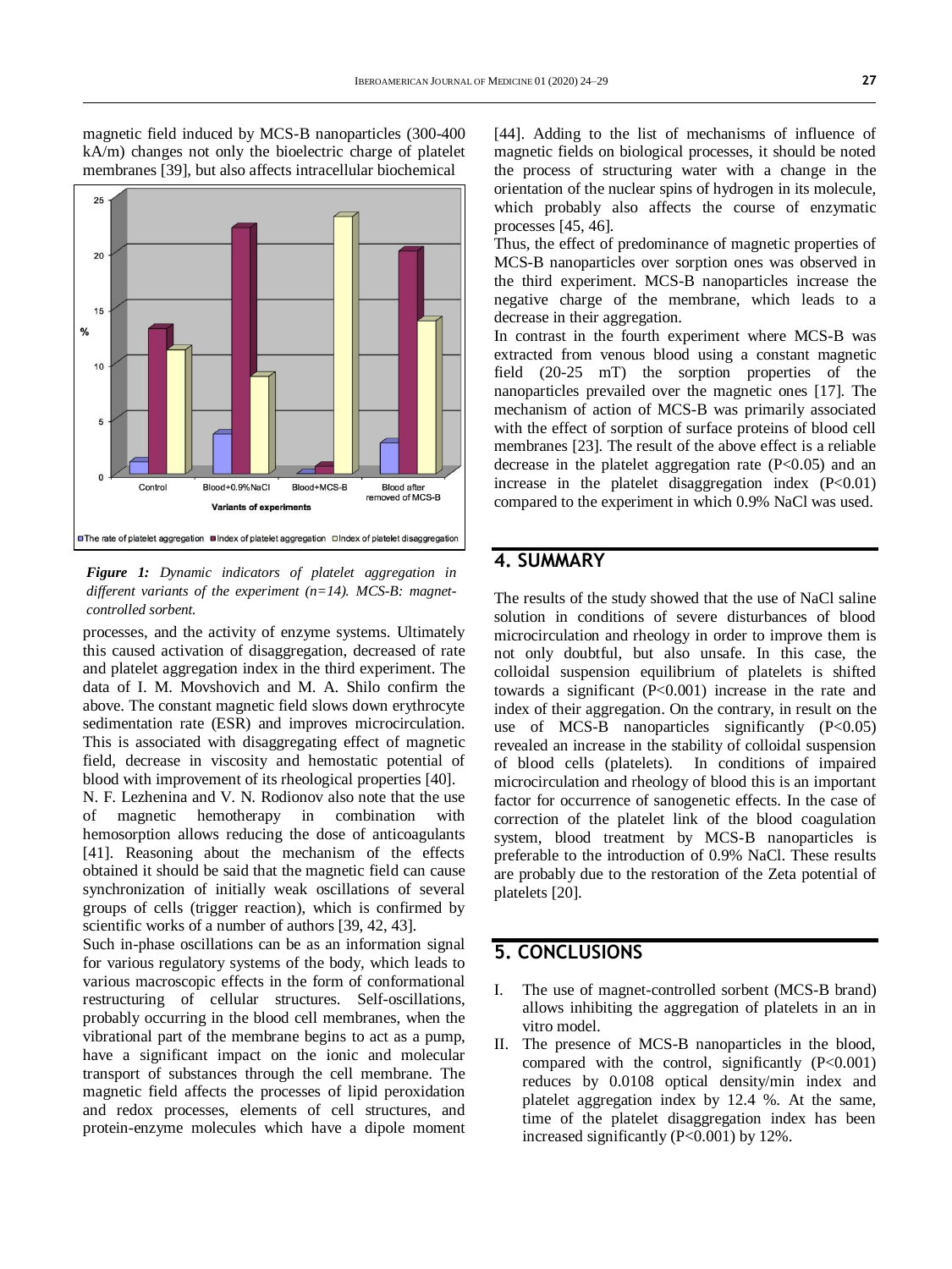magnetic field induced by MCS-B nanoparticles (300-400 kA/m) changes not only the bioelectric charge of platelet membranes [39], but also affects intracellular biochemical processes, and the activity of enzyme systems. Ultimately this caused activation of disaggregation, decreased of rate and platelet aggregation index in the third experiment. The data of I. M. Movshovich and M. A. Shilo confirm the above. The constant magnetic field slows down erythrocyte sedimentation rate (ESR) and improves microcirculation. This is associated with disaggregating effect of magnetic field, decrease in viscosity and hemostatic potential of blood with improvement of its rheological properties [40].

*Figure 1: Dynamic indicators of platelet aggregation in different variants of the experiment (n=14). MCS-B: magnet-controlled sorbent.*

N. F. Lezhenina and V. N. Rodionov also note that the use of magnetic hemotherapy in combination with hemosorption allows reducing the dose of anticoagulants [41]. Reasoning about the mechanism of the effects obtained it should be said that the magnetic field can cause synchronization of initially weak oscillations of several groups of cells (trigger reaction), which is confirmed by scientific works of a number of authors [39, 42, 43].

Such in-phase oscillations can be as an information signal for various regulatory systems of the body, which leads to various macroscopic effects in the form of conformational restructuring of cellular structures. Self-oscillations, probably occurring in the blood cell membranes, when the vibrational part of the membrane begins to act as a pump, have a significant impact on the ionic and molecular transport of substances through the cell membrane. The magnetic field affects the processes of lipid peroxidation and redox processes, elements of cell structures, and protein-enzyme molecules which have a dipole moment [44]. Adding to the list of mechanisms of influence of magnetic fields on biological processes, it should be noted the process of structuring water with a change in the orientation of the nuclear spins of hydrogen in its molecule, which probably also affects the course of enzymatic processes [45, 46].

Thus, the effect of predominance of magnetic properties of MCS-B nanoparticles over sorption ones was observed in the third experiment. MCS-B nanoparticles increase the negative charge of the membrane, which leads to a decrease in their aggregation.

In contrast in the fourth experiment where MCS-B was extracted from venous blood using a constant magnetic field (20-25 mT) the sorption properties of the nanoparticles prevailed over the magnetic ones [17]. The mechanism of action of MCS-B was primarily associated with the effect of sorption of surface proteins of blood cell membranes [23]. The result of the above effect is a reliable decrease in the platelet aggregation rate ($P<0.05$) and an increase in the platelet disaggregation index ($P<0.01$) compared to the experiment in which 0.9% NaCl was used.

## 4. SUMMARY

The results of the study showed that the use of NaCl saline solution in conditions of severe disturbances of blood microcirculation and rheology in order to improve them is not only doubtful, but also unsafe. In this case, the colloidal suspension equilibrium of platelets is shifted towards a significant ($P<0.001$) increase in the rate and index of their aggregation. On the contrary, in result on the use of MCS-B nanoparticles significantly ($P<0.05$) revealed an increase in the stability of colloidal suspension of blood cells (platelets). In conditions of impaired microcirculation and rheology of blood this is an important factor for occurrence of sanogenetic effects. In the case of correction of the platelet link of the blood coagulation system, blood treatment by MCS-B nanoparticles is preferable to the introduction of 0.9% NaCl. These results are probably due to the restoration of the Zeta potential of platelets [20].

## 5. CONCLUSIONS

I. The use of magnet-controlled sorbent (MCS-B brand) allows inhibiting the aggregation of platelets in an in vitro model.

II. The presence of MCS-B nanoparticles in the blood, compared with the control, significantly ($P<0.001$) reduces by 0.0108 optical density/min index and platelet aggregation index by 12.4 %. At the same, time of the platelet disaggregation index has been increased significantly ($P<0.001$) by 12%.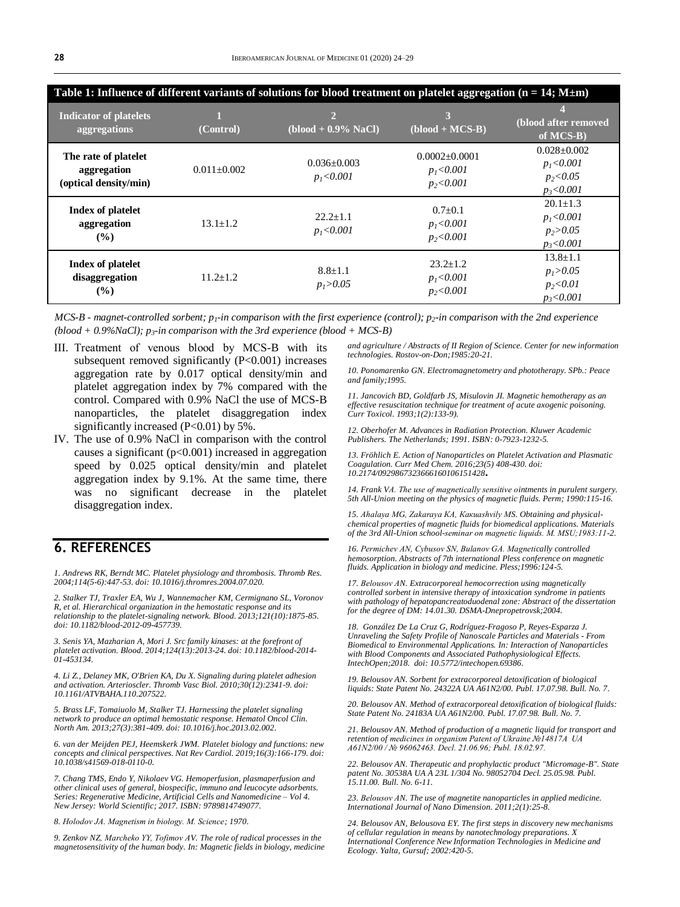**Table 1: Influence of different variants of solutions for blood treatment on platelet aggregation (n = 14; M±m)**

| Indicator of platelets aggregations | 1 (Control) | 2 (blood + 0.9% NaCl) | 3 (blood + MCS-B) | 4 (blood after removed of MCS-B) |
|---|---|---|---|---|
| **The rate of platelet aggregation (optical density/min)** | 0.011±0.002 | 0.036±0.003 $p_1<0.001$ | 0.0002±0.0001 $p_1<0.001$ $p_2<0.001$ | 0.028±0.002 $p_1<0.001$ $p_2<0.05$ $p_3<0.001$ |
| **Index of platelet aggregation (%)** | 13.1±1.2 | 22.2±1.1 $p_1<0.001$ | 0.7±0.1 $p_1<0.001$ $p_2<0.001$ | 20.1±1.3 $p_1<0.001$ $p_2>0.05$ $p_3<0.001$ |
| **Index of platelet disaggregation (%)** | 11.2±1.2 | 8.8±1.1 $p_1>0.05$ | 23.2±1.2 $p_1<0.001$ $p_2<0.001$ | 13.8±1.1 $p_1>0.05$ $p_2<0.01$ $p_3<0.001$ |

*MCS-B - magnet-controlled sorbent; $p_1$-in comparison with the first experience (control); $p_2$-in comparison with the 2nd experience (blood + 0.9%NaCl); $p_3$-in comparison with the 3rd experience (blood + MCS-B)*

III. Treatment of venous blood by MCS-B with its subsequent removed significantly (P<0.001) increases aggregation rate by 0.017 optical density/min and platelet aggregation index by 7% compared with the control. Compared with 0.9% NaCl the use of MCS-B nanoparticles, the platelet disaggregation index significantly increased (P<0.01) by 5%.

IV. The use of 0.9% NaCl in comparison with the control causes a significant (p<0.001) increased in aggregation speed by 0.025 optical density/min and platelet aggregation index by 9.1%. At the same time, there was no significant decrease in the platelet disaggregation index.

## 6. REFERENCES

*1. Andrews RK, Berndt MC. Platelet physiology and thrombosis. Thromb Res. 2004;114(5-6):447-53. doi: 10.1016/j.thromres.2004.07.020.*

*2. Stalker TJ, Traxler EA, Wu J, Wannemacher KM, Cermignano SL, Voronov R, et al. Hierarchical organization in the hemostatic response and its relationship to the platelet-signaling network. Blood. 2013;121(10):1875-85. doi: 10.1182/blood-2012-09-457739.*

*3. Senis YA, Mazharian A, Mori J. Src family kinases: at the forefront of platelet activation. Blood. 2014;124(13):2013-24. doi: 10.1182/blood-2014-01-453134.*

*4. Li Z., Delaney MK, O'Brien KA, Du X. Signaling during platelet adhesion and activation. Arterioscler. Thromb Vasc Biol. 2010;30(12):2341-9. doi: 10.1161/ATVBAHA.110.207522.*

*5. Brass LF, Tomaiuolo M, Stalker TJ. Harnessing the platelet signaling network to produce an optimal hemostatic response. Hematol Oncol Clin. North Am. 2013;27(3):381-409. doi: 10.1016/j.hoc.2013.02.002.*

*6. van der Meijden PEJ, Heemskerk JWM. Platelet biology and functions: new concepts and clinical perspectives. Nat Rev Cardiol. 2019;16(3):166-179. doi: 10.1038/s41569-018-0110-0.*

*7. Chang TMS, Endo Y, Nikolaev VG. Hemoperfusion, plasmaperfusion and other clinical uses of general, biospecific, immuno and leucocyte adsorbents. Series: Regenerative Medicine, Artificial Cells and Nanomedicine – Vol 4. New Jersey: World Scientific; 2017. ISBN: 9789814749077.*

*8. Holodov JA. Magnetism in biology. M. Science; 1970.*

*9. Zenkov NZ, Marcheko YY, Tofimov AV. The role of radical processes in the magnetosensitivity of the human body. In: Magnetic fields in biology, medicine and agriculture / Abstracts of II Region of Science. Center for new information technologies. Rostov-on-Don;1985:20-21.*

*10. Ponomarenko GN. Electromagnetometry and phototherapy. SPb.: Peace and family;1995.*

*11. Jancovich BD, Goldfarb JS, Misulovin JI. Magnetic hemotherapy as an effective resuscitation technique for treatment of acute axogenic poisoning. Curr Toxicol. 1993;1(2):133-9).*

*12. Oberhofer M. Advances in Radiation Protection. Kluwer Academic Publishers. The Netherlands; 1991. ISBN: 0-7923-1232-5.*

*13. Fröhlich E. Action of Nanoparticles on Platelet Activation and Plasmatic Coagulation. Curr Med Chem. 2016;23(5) 408-430. doi: 10.2174/0929867323666160106151428.*

*14. Frank VA. The use of magnetically sensitive ointments in purulent surgery. 5th All-Union meeting on the physics of magnetic fluids. Perm; 1990:115-16.*

*15. Ahalaya MG, Zakaraya KA, Kakuashvily MS. Obtaining and physical-chemical properties of magnetic fluids for biomedical applications. Materials of the 3rd All-Union school-seminar on magnetic liquids. M. MSU;1983:11-2.*

*16. Permichev AN, Cybusov SN, Bulanov GA. Magnetically controlled hemosorption. Abstracts of 7th international Pless conference on magnetic fluids. Application in biology and medicine. Pless;1996:124-5.*

*17. Belousov AN. Extracorporeal hemocorrection using magnetically controlled sorbent in intensive therapy of intoxication syndrome in patients with pathology of hepatopancreatoduodenal zone: Abstract of the dissertation for the degree of DM: 14.01.30. DSMA-Dnepropetrovsk;2004.*

*18. González De La Cruz G, Rodríguez-Fragoso P, Reyes-Esparza J. Unraveling the Safety Profile of Nanoscale Particles and Materials - From Biomedical to Environmental Applications. In: Interaction of Nanoparticles with Blood Components and Associated Pathophysiological Effects. IntechOpen;2018. doi: 10.5772/intechopen.69386.*

*19. Belousov AN. Sorbent for extracorporeal detoxification of biological liquids: State Patent No. 24322A UA A61N2/00. Publ. 17.07.98. Bull. No. 7.*

*20. Belousov AN. Method of extracorporeal detoxification of biological fluids: State Patent No. 24183A UA A61N2/00. Publ. 17.07.98. Bull. No. 7.*

*21. Belousov AN. Method of production of a magnetic liquid for transport and retention of medicines in organism Patent of Ukraine №14817A UA A61N2/00 / № 96062463. Decl. 21.06.96; Publ. 18.02.97.*

*22. Belousov AN. Therapeutic and prophylactic product "Micromage-B". State patent No. 30538A UA A 23L 1/304 No. 98052704 Decl. 25.05.98. Publ. 15.11.00. Bull. No. 6-11.*

*23. Belousov AN. The use of magnetite nanoparticles in applied medicine. International Journal of Nano Dimension. 2011;2(1):25-8.*

*24. Belousov AN, Belousova EY. The first steps in discovery new mechanisms of cellular regulation in means by nanotechnology preparations. X International Conference New Information Technologies in Medicine and Ecology. Yalta, Gursuf; 2002:420-5.*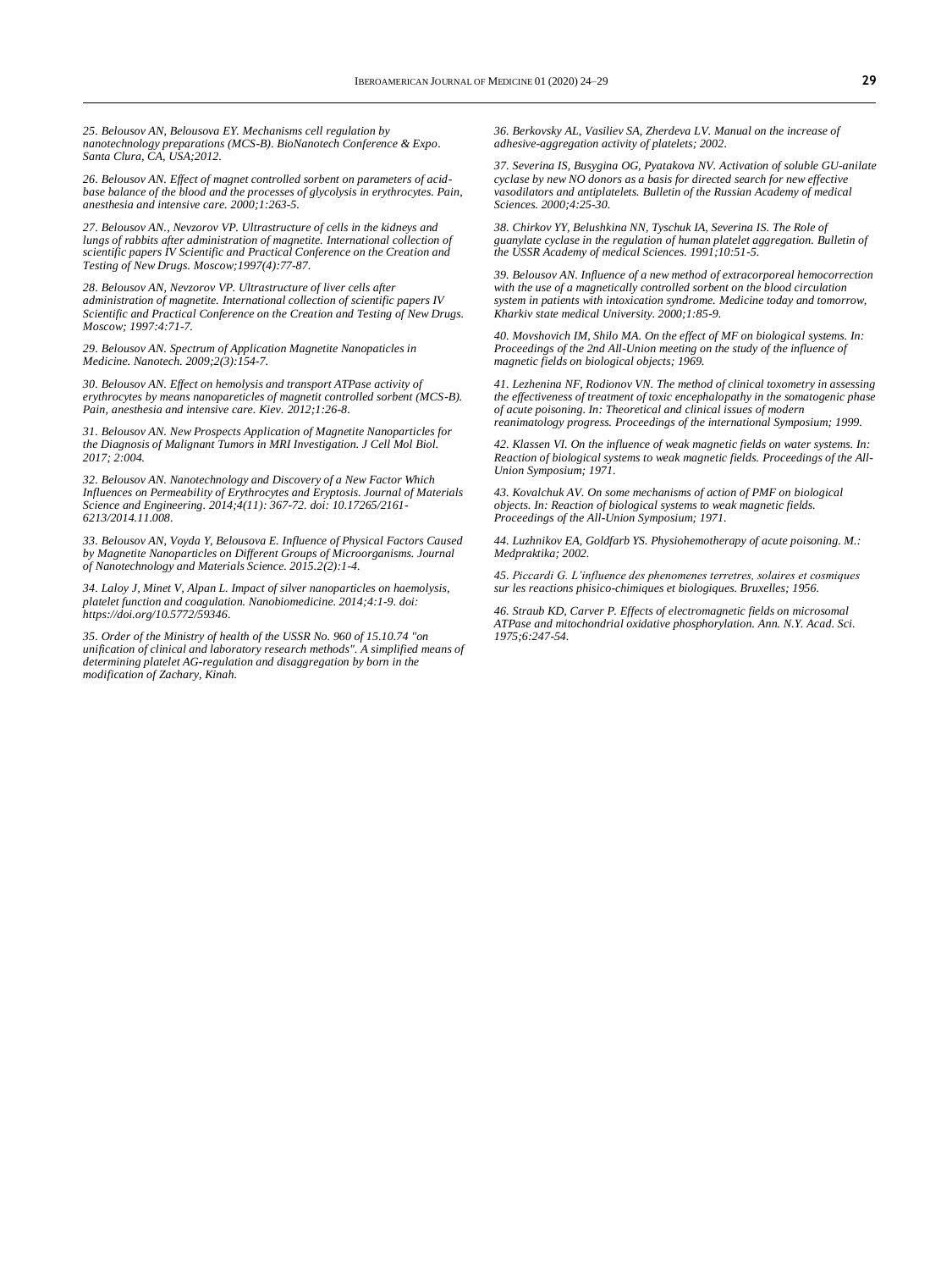*25. Belousov AN, Belousova EY. Mechanisms cell regulation by nanotechnology preparations (MCS-B). BioNanotech Conference & Expo. Santa Clura, CA, USA;2012.*

*26. Belousov AN. Effect of magnet controlled sorbent on parameters of acid-base balance of the blood and the processes of glycolysis in erythrocytes. Pain, anesthesia and intensive care. 2000;1:263-5.*

*27. Belousov AN., Nevzorov VP. Ultrastructure of cells in the kidneys and lungs of rabbits after administration of magnetite. International collection of scientific papers IV Scientific and Practical Conference on the Creation and Testing of New Drugs. Moscow;1997(4):77-87.*

*28. Belousov AN, Nevzorov VP. Ultrastructure of liver cells after administration of magnetite. International collection of scientific papers IV Scientific and Practical Conference on the Creation and Testing of New Drugs. Moscow; 1997:4:71-7.*

*29. Belousov AN. Spectrum of Application Magnetite Nanopaticles in Medicine. Nanotech. 2009;2(3):154-7.*

*30. Belousov AN. Effect on hemolysis and transport ATPase activity of erythrocytes by means nanopareticles of magnetit controlled sorbent (MCS-B). Pain, anesthesia and intensive care. Kiev. 2012;1:26-8.*

*31. Belousov AN. New Prospects Application of Magnetite Nanoparticles for the Diagnosis of Malignant Tumors in MRI Investigation. J Cell Mol Biol. 2017; 2:004.*

*32. Belousov AN. Nanotechnology and Discovery of a New Factor Which Influences on Permeability of Erythrocytes and Eryptosis. Journal of Materials Science and Engineering. 2014;4(11): 367-72. doi: 10.17265/2161-6213/2014.11.008.*

*33. Belousov AN, Voyda Y, Belousova E. Influence of Physical Factors Caused by Magnetite Nanoparticles on Different Groups of Microorganisms. Journal of Nanotechnology and Materials Science. 2015.2(2):1-4.*

*34. Laloy J, Minet V, Alpan L. Impact of silver nanoparticles on haemolysis, platelet function and coagulation. Nanobiomedicine. 2014;4:1-9. doi: https://doi.org/10.5772/59346.*

*35. Order of the Ministry of health of the USSR No. 960 of 15.10.74 "on unification of clinical and laboratory research methods". A simplified means of determining platelet AG-regulation and disaggregation by born in the modification of Zachary, Kinah.*

*36. Berkovsky AL, Vasiliev SA, Zherdeva LV. Manual on the increase of adhesive-aggregation activity of platelets; 2002.*

*37. Severina IS, Busygina OG, Pyatakova NV. Activation of soluble GU-anilate cyclase by new NO donors as a basis for directed search for new effective vasodilators and antiplatelets. Bulletin of the Russian Academy of medical Sciences. 2000;4:25-30.*

*38. Chirkov YY, Belushkina NN, Tyschuk IA, Severina IS. The Role of guanylate cyclase in the regulation of human platelet aggregation. Bulletin of the USSR Academy of medical Sciences. 1991;10:51-5.*

*39. Belousov AN. Influence of a new method of extracorporeal hemocorrection with the use of a magnetically controlled sorbent on the blood circulation system in patients with intoxication syndrome. Medicine today and tomorrow, Kharkiv state medical University. 2000;1:85-9.*

*40. Movshovich IM, Shilo MA. On the effect of MF on biological systems. In: Proceedings of the 2nd All-Union meeting on the study of the influence of magnetic fields on biological objects; 1969.*

*41. Lezhenina NF, Rodionov VN. The method of clinical toxometry in assessing the effectiveness of treatment of toxic encephalopathy in the somatogenic phase of acute poisoning. In: Theoretical and clinical issues of modern reanimatology progress. Proceedings of the international Symposium; 1999.*

*42. Klassen VI. On the influence of weak magnetic fields on water systems. In: Reaction of biological systems to weak magnetic fields. Proceedings of the All-Union Symposium; 1971.*

*43. Kovalchuk AV. On some mechanisms of action of PMF on biological objects. In: Reaction of biological systems to weak magnetic fields. Proceedings of the All-Union Symposium; 1971.*

*44. Luzhnikov EA, Goldfarb YS. Physiohemotherapy of acute poisoning. M.: Medpraktika; 2002.*

*45. Piccardi G. L'influence des phenomenes terretres, solaires et cosmiques sur les reactions phisico-chimiques et biologiques. Bruxelles; 1956.*

*46. Straub KD, Carver P. Effects of electromagnetic fields on microsomal ATPase and mitochondrial oxidative phosphorylation. Ann. N.Y. Acad. Sci. 1975;6:247-54.*